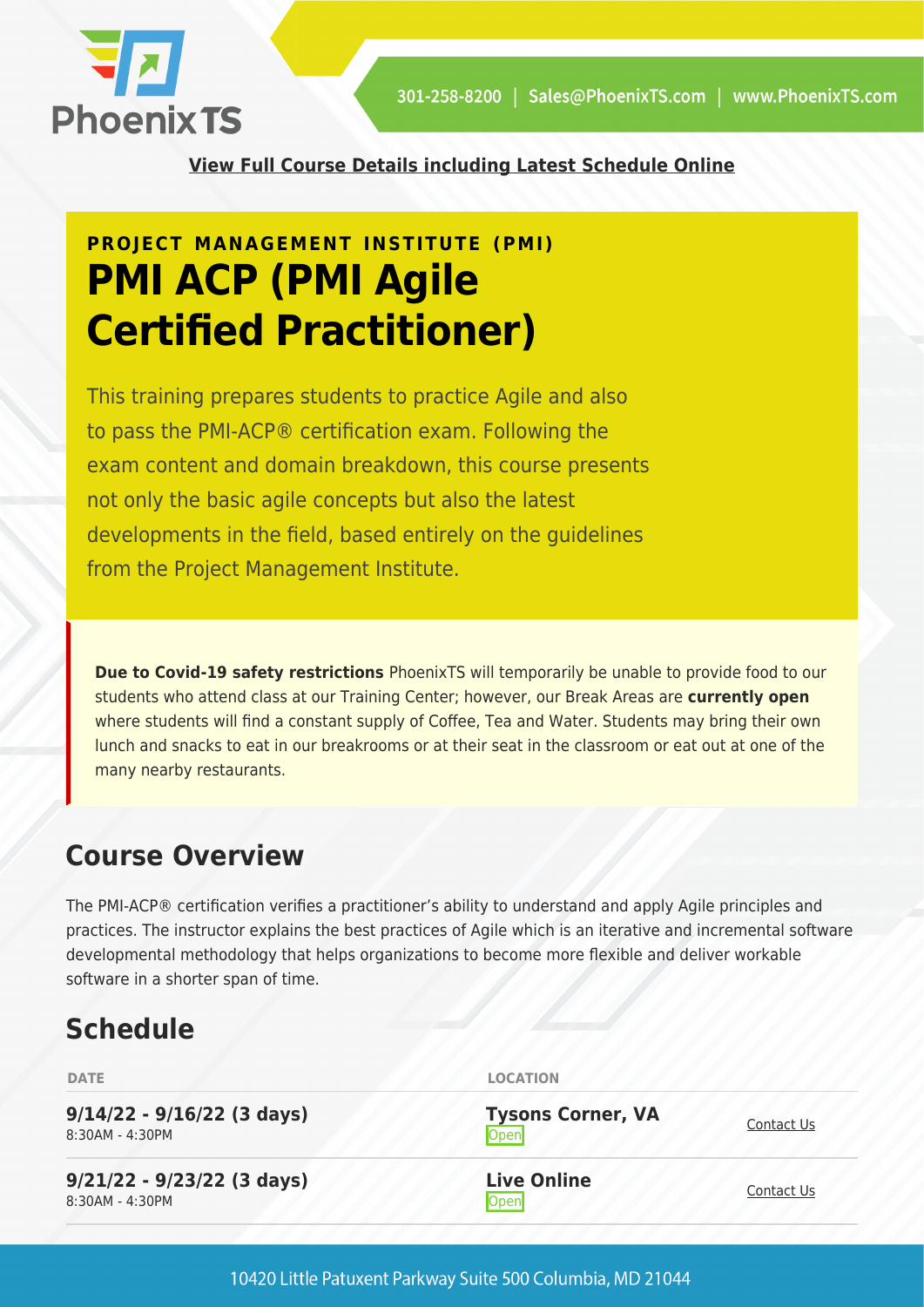301-258-8200 | Sales@PhoenixTS.com | www.PhoenixTS.com

**View Full Course Details including Latest Schedule Online**

**PROJECT MANAGEMENT INSTITUTE (PMI)**

# PMI ACP (PMI Agile Certified Practitioner)

This training prepares students to practice Agile and also to pass the PMI-ACP® certification exam. Following the exam content and domain breakdown, this course presents not only the basic agile concepts but also the latest developments in the field, based entirely on the guidelines from the Project Management Institute.

**Due to Covid-19 safety restrictions** PhoenixTS will temporarily be unable to provide food to our students who attend class at our Training Center; however, our Break Areas are **currently open** where students will find a constant supply of Coffee, Tea and Water. Students may bring their own lunch and snacks to eat in our breakrooms or at their seat in the classroom or eat out at one of the many nearby restaurants.

## Course Overview

The PMI-ACP® certification verifies a practitioner's ability to understand and apply Agile principles and practices. The instructor explains the best practices of Agile which is an iterative and incremental software developmental methodology that helps organizations to become more flexible and deliver workable software in a shorter span of time.

## Schedule

| DATE | LOCATION | |
|---|---|---|
| **9/14/22 - 9/16/22 (3 days)** 8:30AM - 4:30PM | **Tysons Corner, VA** Open | Contact Us |
| **9/21/22 - 9/23/22 (3 days)** 8:30AM - 4:30PM | **Live Online** Open | Contact Us |

10420 Little Patuxent Parkway Suite 500 Columbia, MD 21044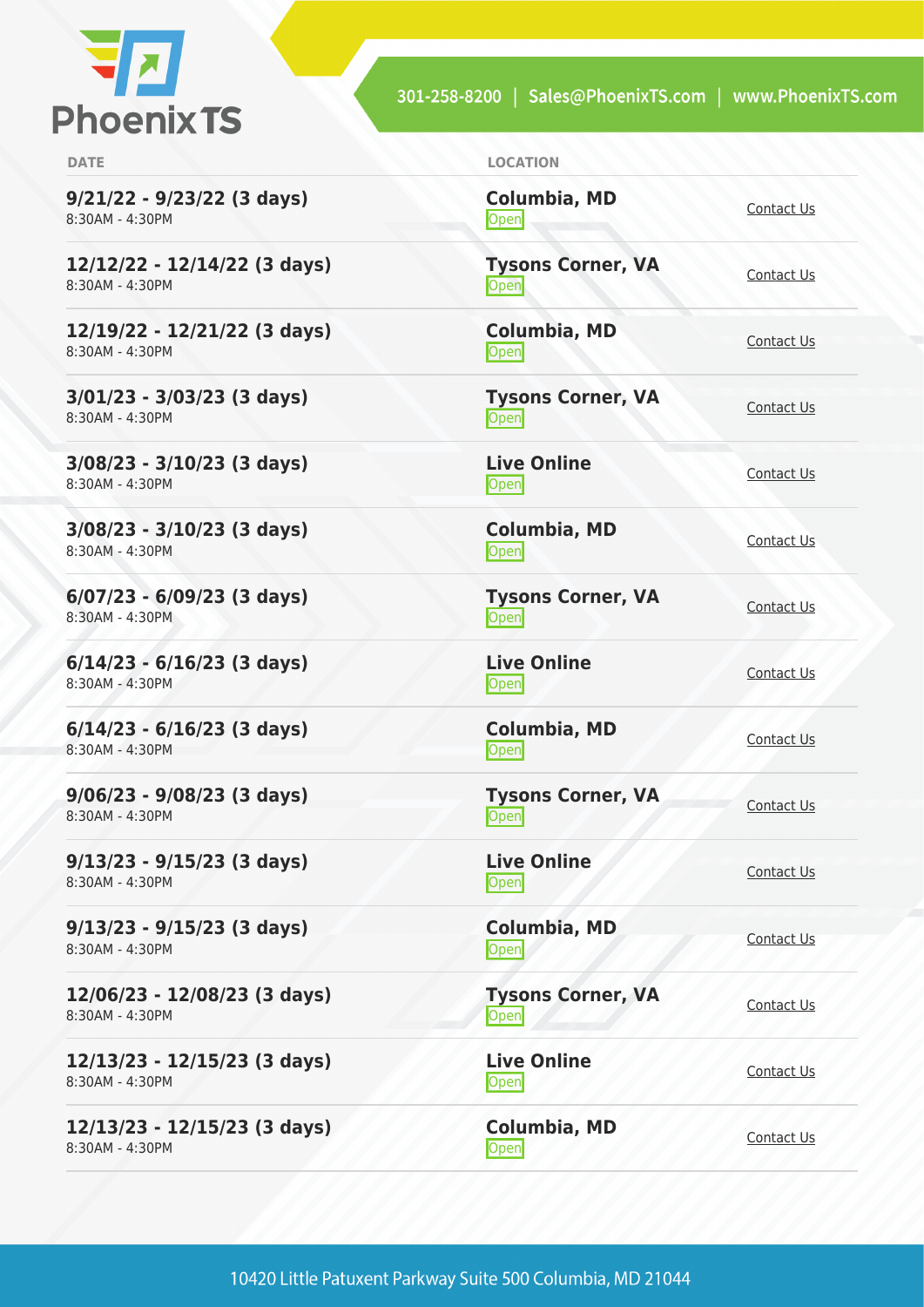| DATE | LOCATION | |
|---|---|---|
| **9/21/22 - 9/23/22 (3 days)**<br>8:30AM - 4:30PM | **Columbia, MD**<br>Open | Contact Us |
| **12/12/22 - 12/14/22 (3 days)**<br>8:30AM - 4:30PM | **Tysons Corner, VA**<br>Open | Contact Us |
| **12/19/22 - 12/21/22 (3 days)**<br>8:30AM - 4:30PM | **Columbia, MD**<br>Open | Contact Us |
| **3/01/23 - 3/03/23 (3 days)**<br>8:30AM - 4:30PM | **Tysons Corner, VA**<br>Open | Contact Us |
| **3/08/23 - 3/10/23 (3 days)**<br>8:30AM - 4:30PM | **Live Online**<br>Open | Contact Us |
| **3/08/23 - 3/10/23 (3 days)**<br>8:30AM - 4:30PM | **Columbia, MD**<br>Open | Contact Us |
| **6/07/23 - 6/09/23 (3 days)**<br>8:30AM - 4:30PM | **Tysons Corner, VA**<br>Open | Contact Us |
| **6/14/23 - 6/16/23 (3 days)**<br>8:30AM - 4:30PM | **Live Online**<br>Open | Contact Us |
| **6/14/23 - 6/16/23 (3 days)**<br>8:30AM - 4:30PM | **Columbia, MD**<br>Open | Contact Us |
| **9/06/23 - 9/08/23 (3 days)**<br>8:30AM - 4:30PM | **Tysons Corner, VA**<br>Open | Contact Us |
| **9/13/23 - 9/15/23 (3 days)**<br>8:30AM - 4:30PM | **Live Online**<br>Open | Contact Us |
| **9/13/23 - 9/15/23 (3 days)**<br>8:30AM - 4:30PM | **Columbia, MD**<br>Open | Contact Us |
| **12/06/23 - 12/08/23 (3 days)**<br>8:30AM - 4:30PM | **Tysons Corner, VA**<br>Open | Contact Us |
| **12/13/23 - 12/15/23 (3 days)**<br>8:30AM - 4:30PM | **Live Online**<br>Open | Contact Us |
| **12/13/23 - 12/15/23 (3 days)**<br>8:30AM - 4:30PM | **Columbia, MD**<br>Open | Contact Us |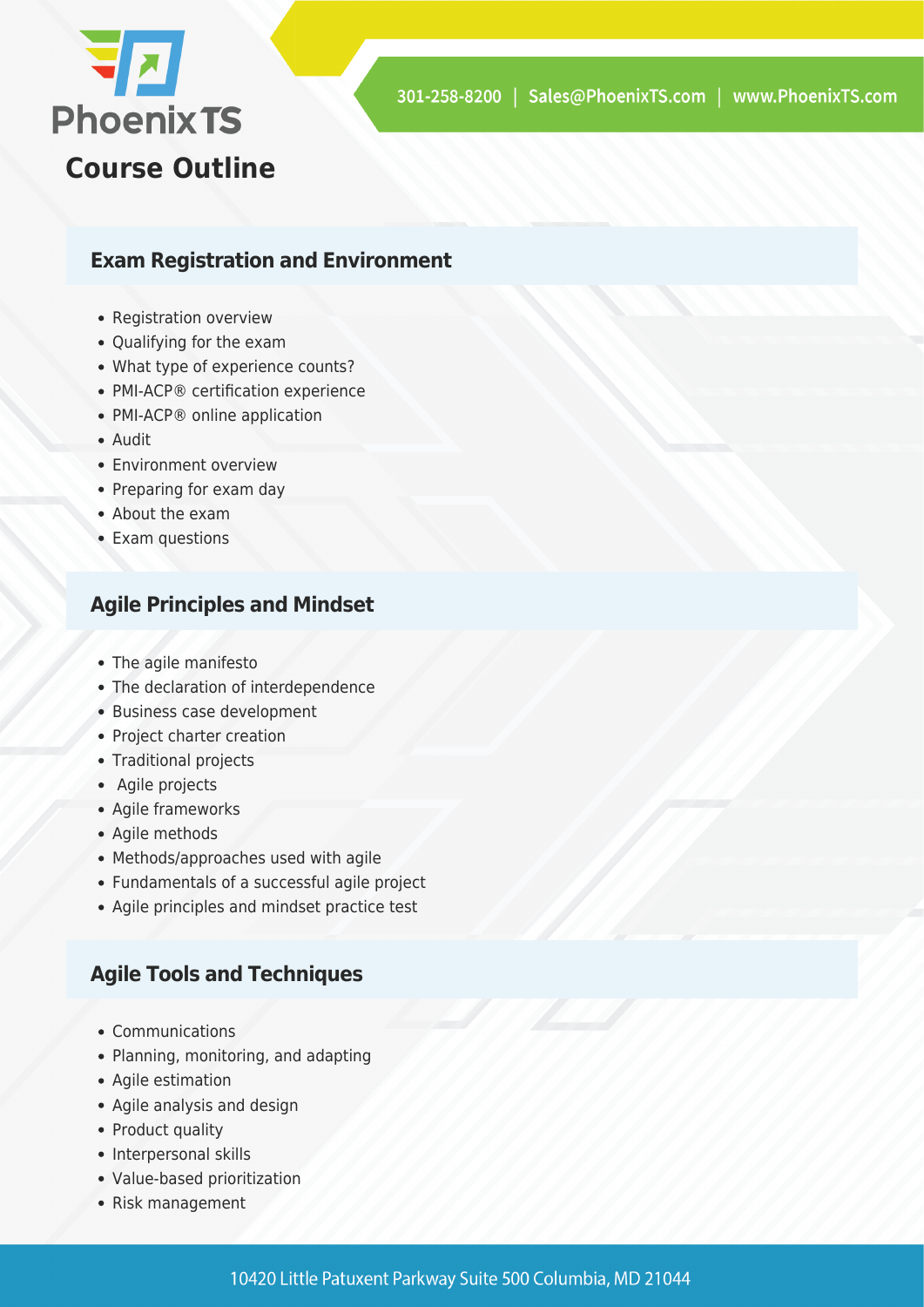## Course Outline

### Exam Registration and Environment

- Registration overview
- Qualifying for the exam
- What type of experience counts?
- PMI-ACP® certification experience
- PMI-ACP® online application
- Audit
- Environment overview
- Preparing for exam day
- About the exam
- Exam questions

### Agile Principles and Mindset

- The agile manifesto
- The declaration of interdependence
- Business case development
- Project charter creation
- Traditional projects
- Agile projects
- Agile frameworks
- Agile methods
- Methods/approaches used with agile
- Fundamentals of a successful agile project
- Agile principles and mindset practice test

### Agile Tools and Techniques

- Communications
- Planning, monitoring, and adapting
- Agile estimation
- Agile analysis and design
- Product quality
- Interpersonal skills
- Value-based prioritization
- Risk management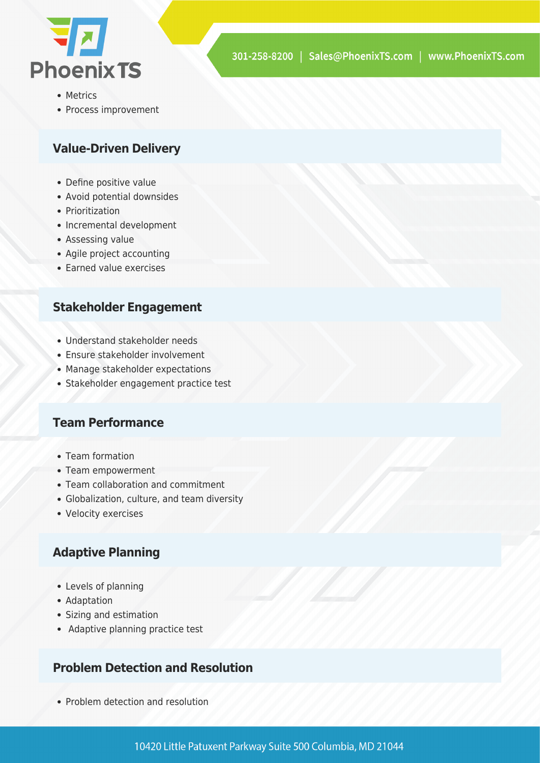- Metrics
- Process improvement

### Value-Driven Delivery

- Define positive value
- Avoid potential downsides
- Prioritization
- Incremental development
- Assessing value
- Agile project accounting
- Earned value exercises

### Stakeholder Engagement

- Understand stakeholder needs
- Ensure stakeholder involvement
- Manage stakeholder expectations
- Stakeholder engagement practice test

### Team Performance

- Team formation
- Team empowerment
- Team collaboration and commitment
- Globalization, culture, and team diversity
- Velocity exercises

### Adaptive Planning

- Levels of planning
- Adaptation
- Sizing and estimation
- Adaptive planning practice test

### Problem Detection and Resolution

- Problem detection and resolution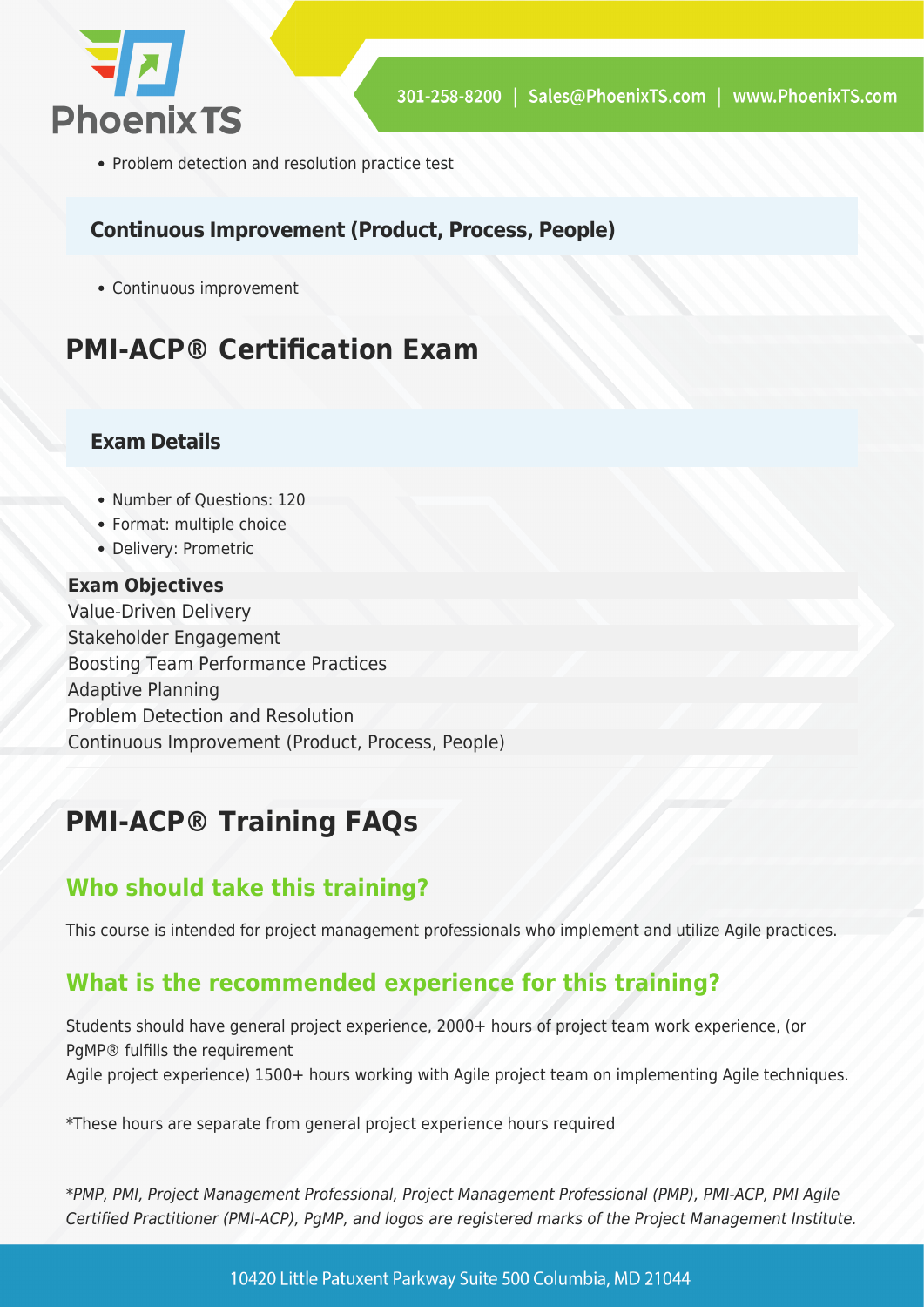- Problem detection and resolution practice test

### Continuous Improvement (Product, Process, People)

- Continuous improvement

## PMI-ACP® Certification Exam

### Exam Details

- Number of Questions: 120
- Format: multiple choice
- Delivery: Prometric

| Exam Objectives |
| --- |
| Value-Driven Delivery |
| Stakeholder Engagement |
| Boosting Team Performance Practices |
| Adaptive Planning |
| Problem Detection and Resolution |
| Continuous Improvement (Product, Process, People) |

## PMI-ACP® Training FAQs

### Who should take this training?

This course is intended for project management professionals who implement and utilize Agile practices.

### What is the recommended experience for this training?

Students should have general project experience, 2000+ hours of project team work experience, (or PgMP® fulfills the requirement
Agile project experience) 1500+ hours working with Agile project team on implementing Agile techniques.

*These hours are separate from general project experience hours required

*\*PMP, PMI, Project Management Professional, Project Management Professional (PMP), PMI-ACP, PMI Agile Certified Practitioner (PMI-ACP), PgMP, and logos are registered marks of the Project Management Institute.*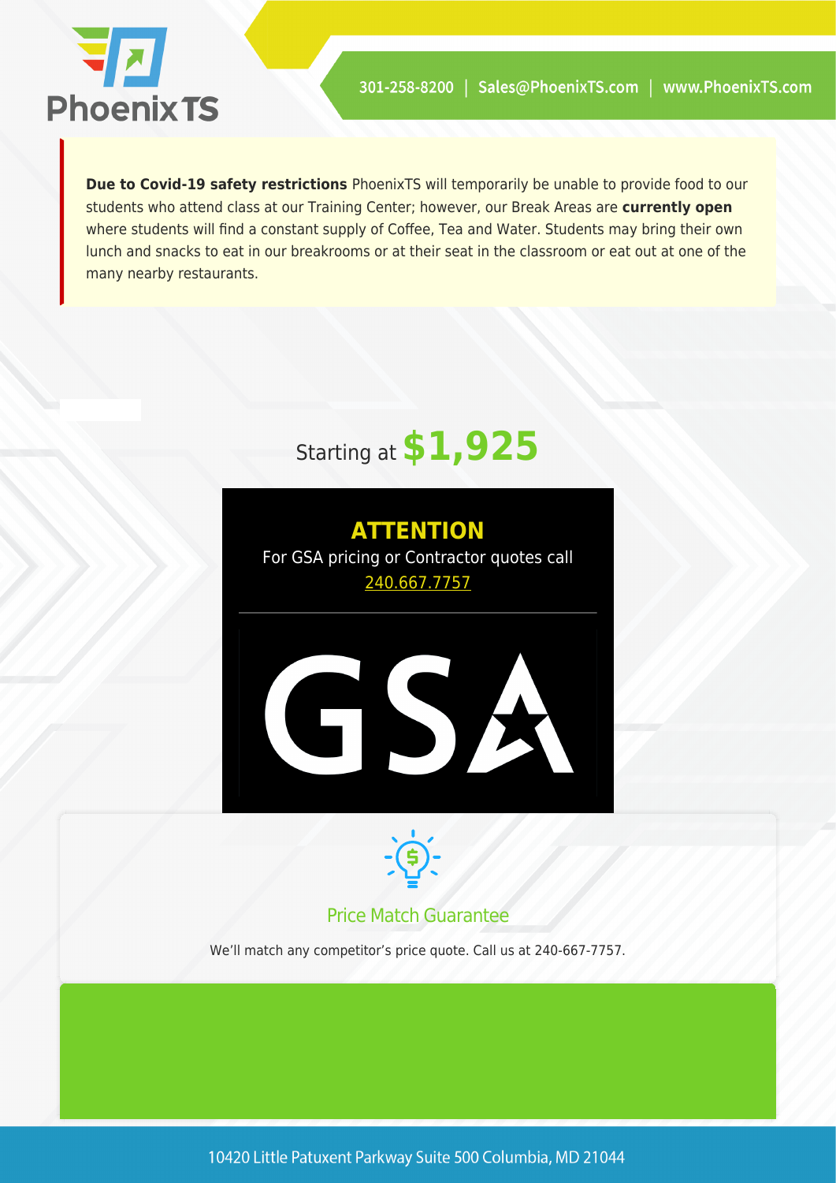**Due to Covid-19 safety restrictions** PhoenixTS will temporarily be unable to provide food to our students who attend class at our Training Center; however, our Break Areas are **currently open** where students will find a constant supply of Coffee, Tea and Water. Students may bring their own lunch and snacks to eat in our breakrooms or at their seat in the classroom or eat out at one of the many nearby restaurants.

Starting at **$1,925**

**ATTENTION**

For GSA pricing or Contractor quotes call 240.667.7757

GSA

## Price Match Guarantee

We'll match any competitor's price quote. Call us at 240-667-7757.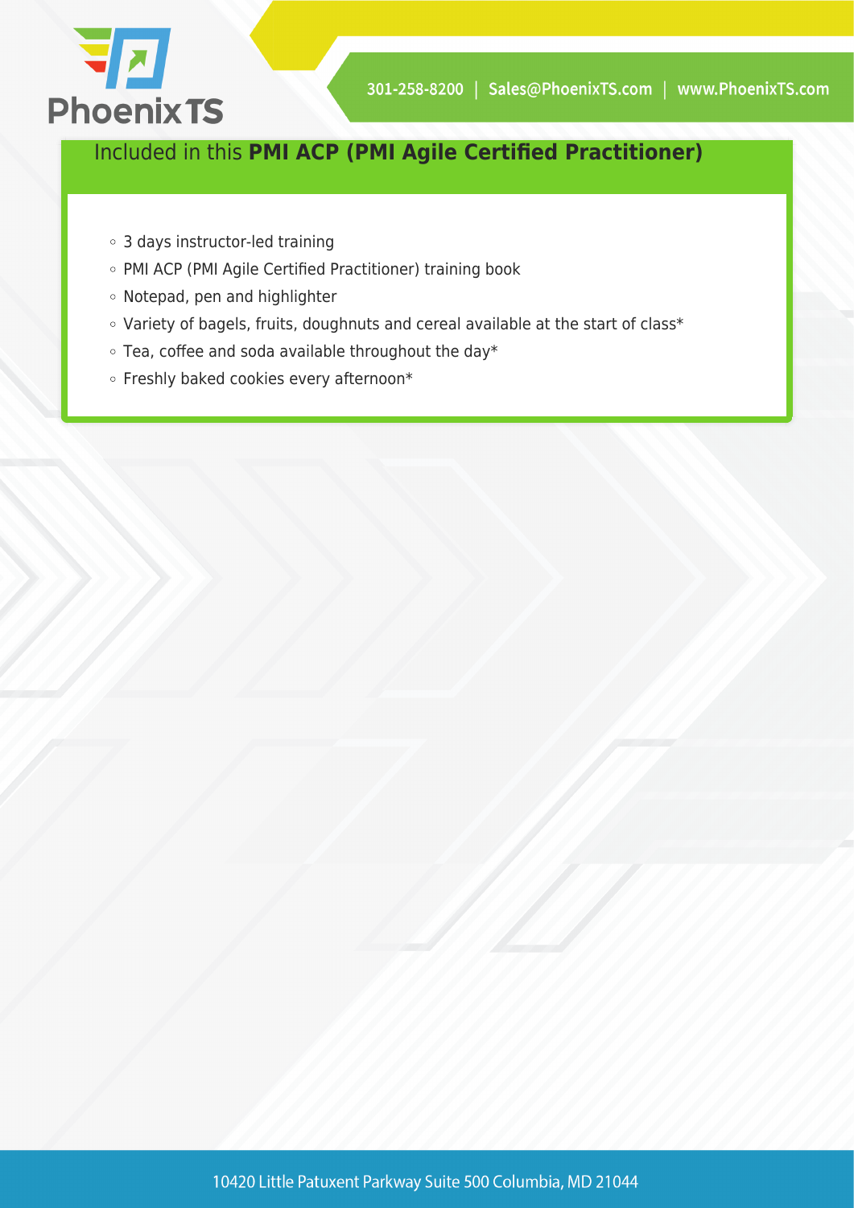## Included in this **PMI ACP (PMI Agile Certified Practitioner)**

- 3 days instructor-led training
- PMI ACP (PMI Agile Certified Practitioner) training book
- Notepad, pen and highlighter
- Variety of bagels, fruits, doughnuts and cereal available at the start of class*
- Tea, coffee and soda available throughout the day*
- Freshly baked cookies every afternoon*